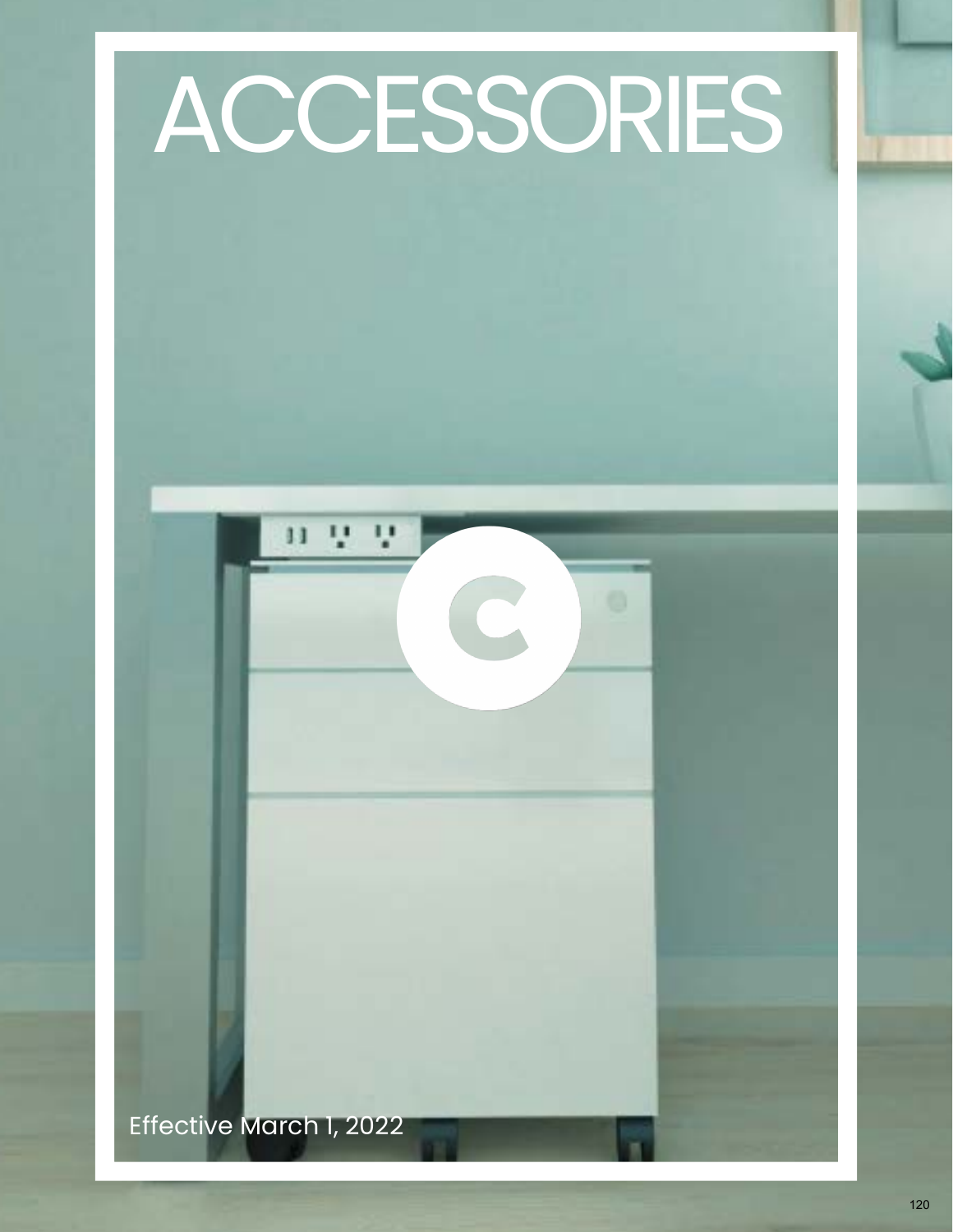# ACCESSORIES

Effective March 1, 2022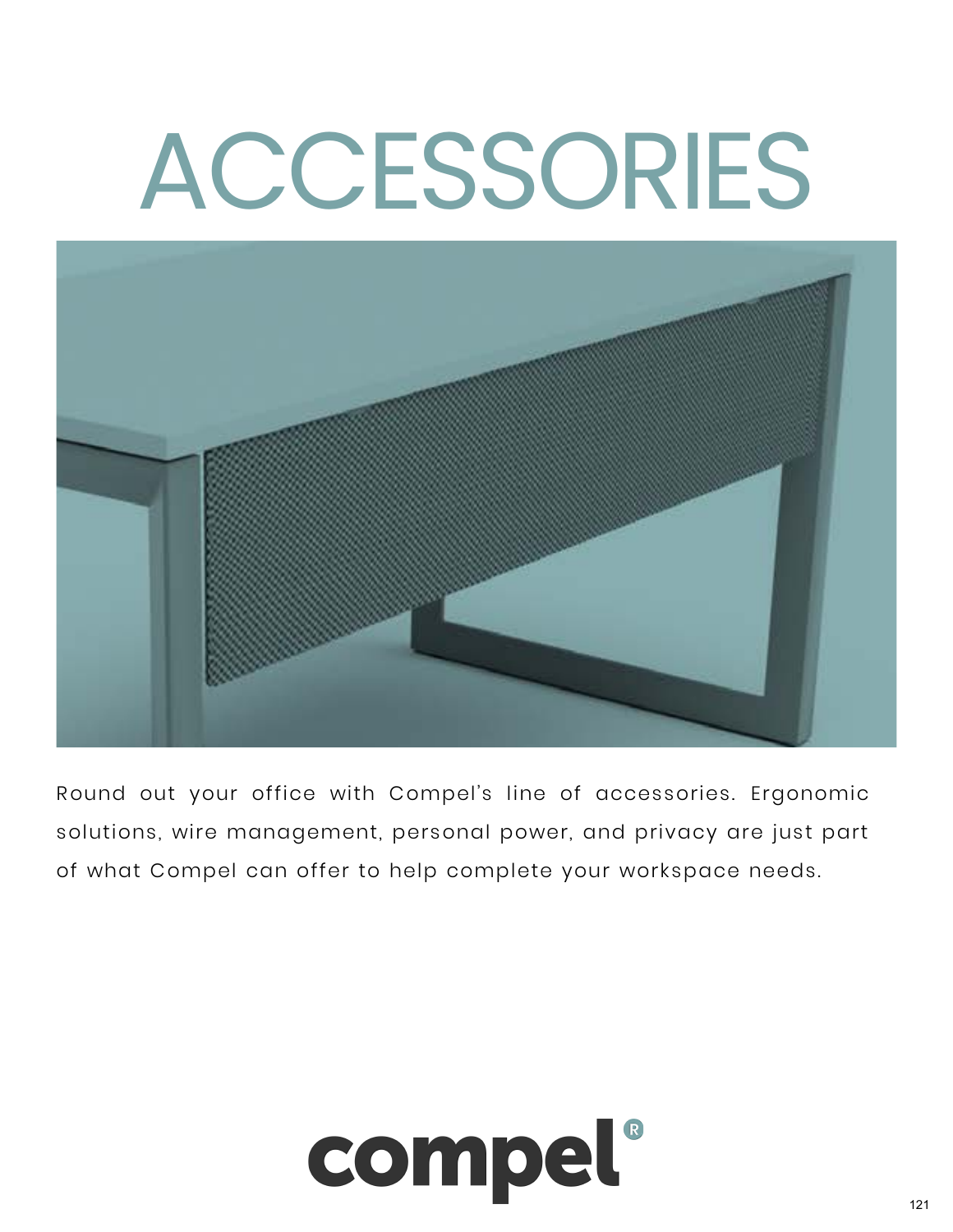# ACCESSORIES

Round out your office with Compel's line of accessories. Ergonomic solutions, wire management, personal power, and privacy are just part of what Compel can offer to help complete your workspace needs.

compel®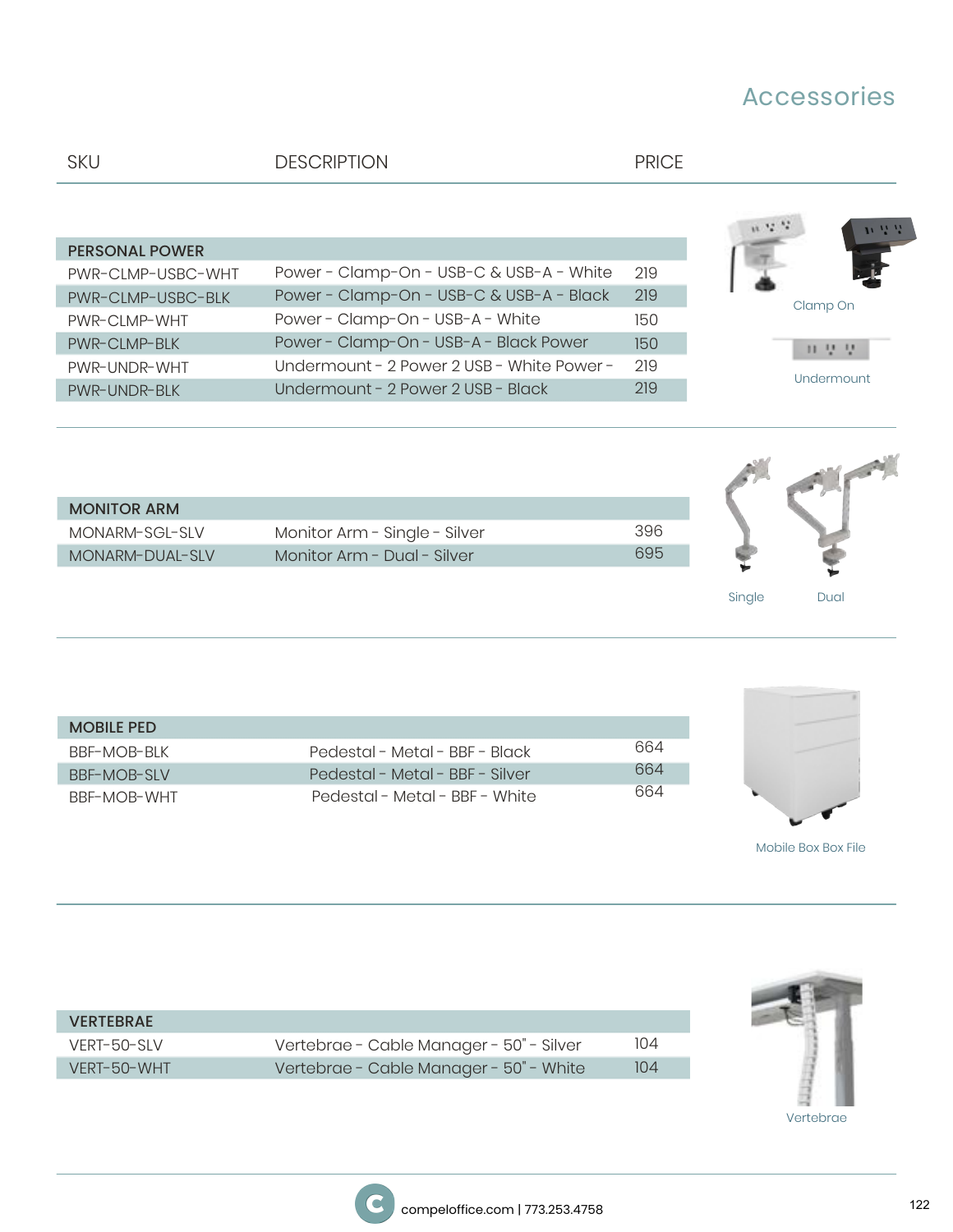# Accessories

| SKU | DESCRIPTION | PRICE |
|---|---|---|
| **PERSONAL POWER** | | |
| PWR-CLMP-USBC-WHT | Power - Clamp-On - USB-C & USB-A - White | 219 |
| PWR-CLMP-USBC-BLK | Power - Clamp-On - USB-C & USB-A - Black | 219 |
| PWR-CLMP-WHT | Power - Clamp-On - USB-A - White | 150 |
| PWR-CLMP-BLK | Power - Clamp-On - USB-A - Black Power | 150 |
| PWR-UNDR-WHT | Undermount - 2 Power 2 USB - White Power - | 219 |
| PWR-UNDR-BLK | Undermount - 2 Power 2 USB - Black | 219 |
| **MONITOR ARM** | | |
| MONARM-SGL-SLV | Monitor Arm - Single - Silver | 396 |
| MONARM-DUAL-SLV | Monitor Arm - Dual - Silver | 695 |
| **MOBILE PED** | | |
| BBF-MOB-BLK | Pedestal - Metal - BBF - Black | 664 |
| BBF-MOB-SLV | Pedestal - Metal - BBF - Silver | 664 |
| BBF-MOB-WHT | Pedestal - Metal - BBF - White | 664 |
| **VERTEBRAE** | | |
| VERT-50-SLV | Vertebrae - Cable Manager - 50" - Silver | 104 |
| VERT-50-WHT | Vertebrae - Cable Manager - 50" - White | 104 |

Clamp On

Undermount

Single

Dual

Mobile Box Box File

Vertebrae

compeloffice.com | 773.253.4758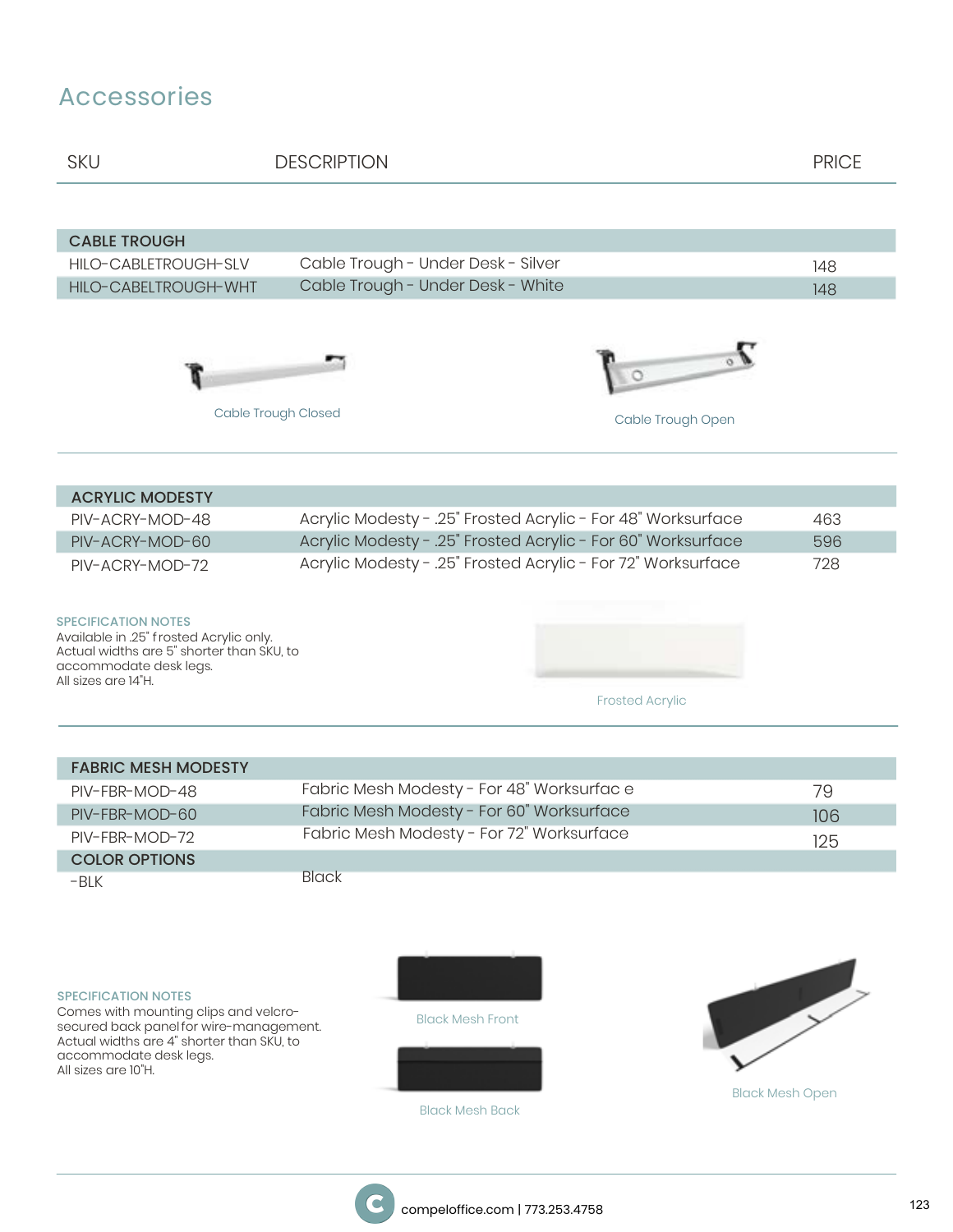# Accessories

| SKU | DESCRIPTION | PRICE |
|---|---|---|
| **CABLE TROUGH** | | |
| HILO-CABLETROUGH-SLV | Cable Trough - Under Desk - Silver | 148 |
| HILO-CABELTROUGH-WHT | Cable Trough - Under Desk - White | 148 |

Cable Trough Closed

Cable Trough Open

| | | |
|---|---|---|
| **ACRYLIC MODESTY** | | |
| PIV-ACRY-MOD-48 | Acrylic Modesty - .25" Frosted Acrylic - For 48" Worksurface | 463 |
| PIV-ACRY-MOD-60 | Acrylic Modesty - .25" Frosted Acrylic - For 60" Worksurface | 596 |
| PIV-ACRY-MOD-72 | Acrylic Modesty - .25" Frosted Acrylic - For 72" Worksurface | 728 |

SPECIFICATION NOTES

Available in .25" frosted Acrylic only.
Actual widths are 5" shorter than SKU, to accommodate desk legs.
All sizes are 14"H.

Frosted Acrylic

| | | |
|---|---|---|
| **FABRIC MESH MODESTY** | | |
| PIV-FBR-MOD-48 | Fabric Mesh Modesty - For 48" Worksurfac e | 79 |
| PIV-FBR-MOD-60 | Fabric Mesh Modesty - For 60" Worksurface | 106 |
| PIV-FBR-MOD-72 | Fabric Mesh Modesty - For 72" Worksurface | 125 |
| **COLOR OPTIONS** | | |
| -BLK | Black | |

SPECIFICATION NOTES

Comes with mounting clips and velcro-secured back panel for wire-management.
Actual widths are 4" shorter than SKU, to accommodate desk legs.
All sizes are 10"H.

Black Mesh Front

Black Mesh Back

Black Mesh Open

compeloffice.com | 773.253.4758